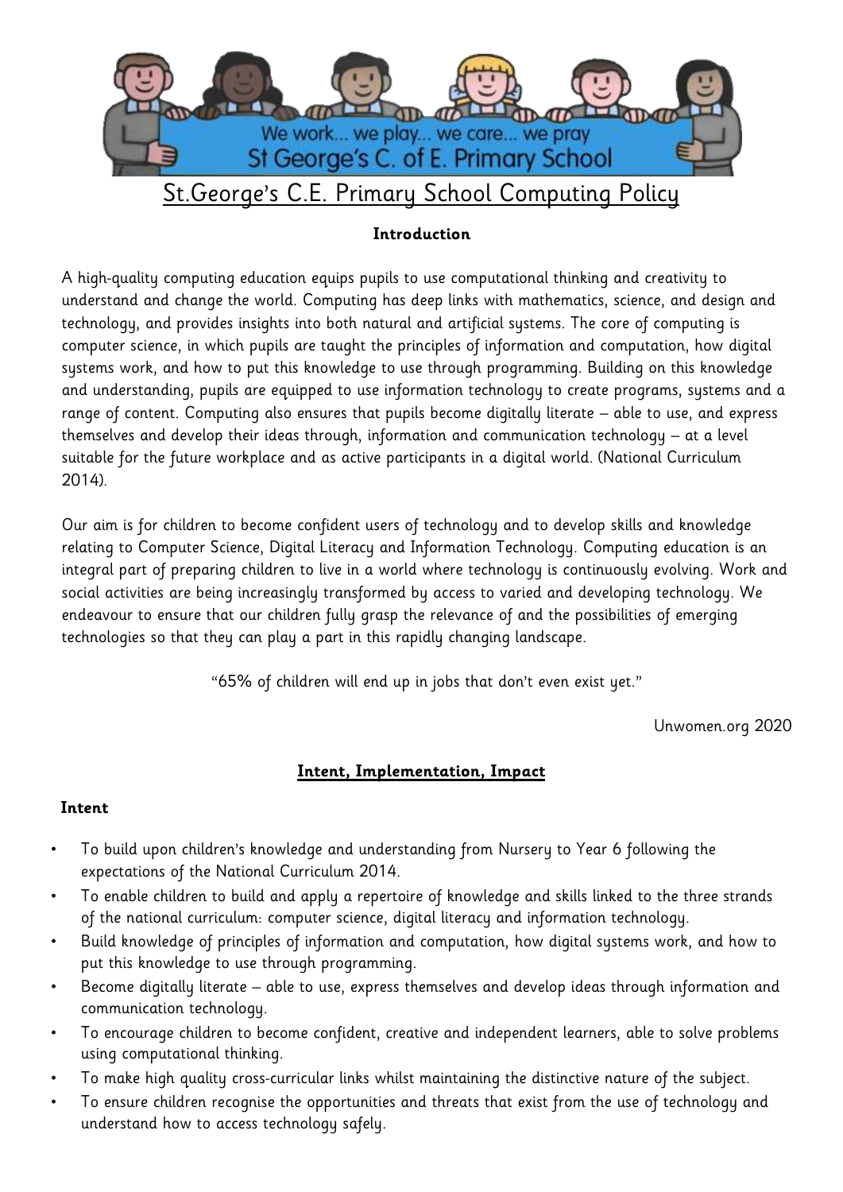# St.George's C.E. Primary School Computing Policy

### Introduction

A high-quality computing education equips pupils to use computational thinking and creativity to understand and change the world. Computing has deep links with mathematics, science, and design and technology, and provides insights into both natural and artificial systems. The core of computing is computer science, in which pupils are taught the principles of information and computation, how digital systems work, and how to put this knowledge to use through programming. Building on this knowledge and understanding, pupils are equipped to use information technology to create programs, systems and a range of content. Computing also ensures that pupils become digitally literate – able to use, and express themselves and develop their ideas through, information and communication technology – at a level suitable for the future workplace and as active participants in a digital world. (National Curriculum 2014).

Our aim is for children to become confident users of technology and to develop skills and knowledge relating to Computer Science, Digital Literacy and Information Technology. Computing education is an integral part of preparing children to live in a world where technology is continuously evolving. Work and social activities are being increasingly transformed by access to varied and developing technology. We endeavour to ensure that our children fully grasp the relevance of and the possibilities of emerging technologies so that they can play a part in this rapidly changing landscape.

"65% of children will end up in jobs that don't even exist yet."

Unwomen.org 2020

## Intent, Implementation, Impact

### Intent

- To build upon children's knowledge and understanding from Nursery to Year 6 following the expectations of the National Curriculum 2014.
- To enable children to build and apply a repertoire of knowledge and skills linked to the three strands of the national curriculum: computer science, digital literacy and information technology.
- Build knowledge of principles of information and computation, how digital systems work, and how to put this knowledge to use through programming.
- Become digitally literate – able to use, express themselves and develop ideas through information and communication technology.
- To encourage children to become confident, creative and independent learners, able to solve problems using computational thinking.
- To make high quality cross-curricular links whilst maintaining the distinctive nature of the subject.
- To ensure children recognise the opportunities and threats that exist from the use of technology and understand how to access technology safely.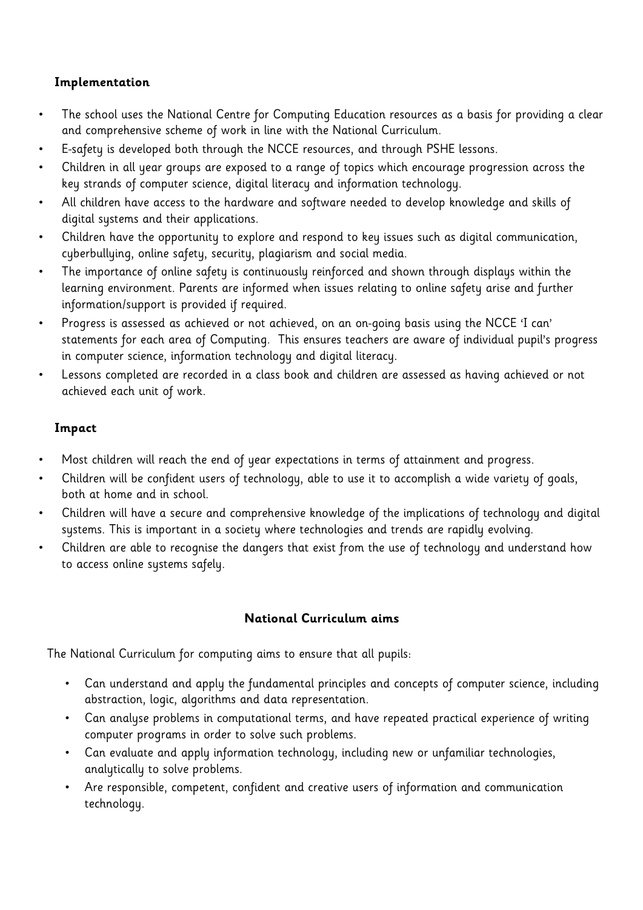## Implementation

- The school uses the National Centre for Computing Education resources as a basis for providing a clear and comprehensive scheme of work in line with the National Curriculum.
- E-safety is developed both through the NCCE resources, and through PSHE lessons.
- Children in all year groups are exposed to a range of topics which encourage progression across the key strands of computer science, digital literacy and information technology.
- All children have access to the hardware and software needed to develop knowledge and skills of digital systems and their applications.
- Children have the opportunity to explore and respond to key issues such as digital communication, cyberbullying, online safety, security, plagiarism and social media.
- The importance of online safety is continuously reinforced and shown through displays within the learning environment. Parents are informed when issues relating to online safety arise and further information/support is provided if required.
- Progress is assessed as achieved or not achieved, on an on-going basis using the NCCE 'I can' statements for each area of Computing. This ensures teachers are aware of individual pupil's progress in computer science, information technology and digital literacy.
- Lessons completed are recorded in a class book and children are assessed as having achieved or not achieved each unit of work.

## Impact

- Most children will reach the end of year expectations in terms of attainment and progress.
- Children will be confident users of technology, able to use it to accomplish a wide variety of goals, both at home and in school.
- Children will have a secure and comprehensive knowledge of the implications of technology and digital systems. This is important in a society where technologies and trends are rapidly evolving.
- Children are able to recognise the dangers that exist from the use of technology and understand how to access online systems safely.

## National Curriculum aims

The National Curriculum for computing aims to ensure that all pupils:

- Can understand and apply the fundamental principles and concepts of computer science, including abstraction, logic, algorithms and data representation.
- Can analyse problems in computational terms, and have repeated practical experience of writing computer programs in order to solve such problems.
- Can evaluate and apply information technology, including new or unfamiliar technologies, analytically to solve problems.
- Are responsible, competent, confident and creative users of information and communication technology.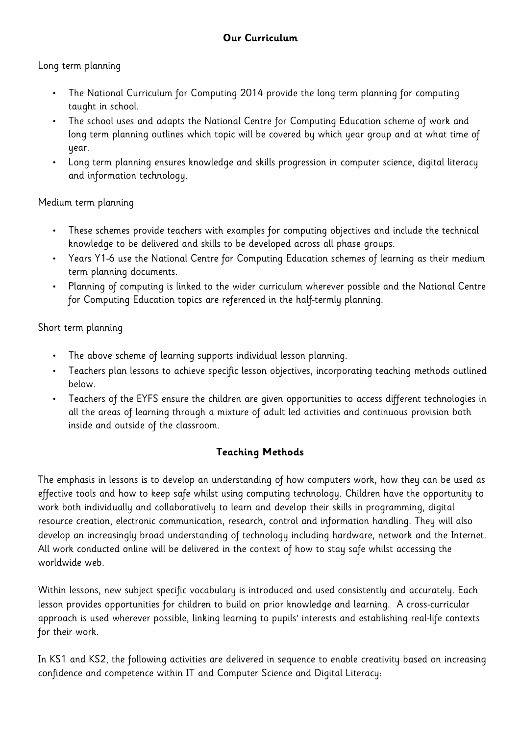## Our Curriculum

Long term planning

- The National Curriculum for Computing 2014 provide the long term planning for computing taught in school.
- The school uses and adapts the National Centre for Computing Education scheme of work and long term planning outlines which topic will be covered by which year group and at what time of year.
- Long term planning ensures knowledge and skills progression in computer science, digital literacy and information technology.

Medium term planning

- These schemes provide teachers with examples for computing objectives and include the technical knowledge to be delivered and skills to be developed across all phase groups.
- Years Y1-6 use the National Centre for Computing Education schemes of learning as their medium term planning documents.
- Planning of computing is linked to the wider curriculum wherever possible and the National Centre for Computing Education topics are referenced in the half-termly planning.

Short term planning

- The above scheme of learning supports individual lesson planning.
- Teachers plan lessons to achieve specific lesson objectives, incorporating teaching methods outlined below.
- Teachers of the EYFS ensure the children are given opportunities to access different technologies in all the areas of learning through a mixture of adult led activities and continuous provision both inside and outside of the classroom.

## Teaching Methods

The emphasis in lessons is to develop an understanding of how computers work, how they can be used as effective tools and how to keep safe whilst using computing technology. Children have the opportunity to work both individually and collaboratively to learn and develop their skills in programming, digital resource creation, electronic communication, research, control and information handling. They will also develop an increasingly broad understanding of technology including hardware, network and the Internet. All work conducted online will be delivered in the context of how to stay safe whilst accessing the worldwide web.

Within lessons, new subject specific vocabulary is introduced and used consistently and accurately. Each lesson provides opportunities for children to build on prior knowledge and learning. A cross-curricular approach is used wherever possible, linking learning to pupils' interests and establishing real-life contexts for their work.

In KS1 and KS2, the following activities are delivered in sequence to enable creativity based on increasing confidence and competence within IT and Computer Science and Digital Literacy: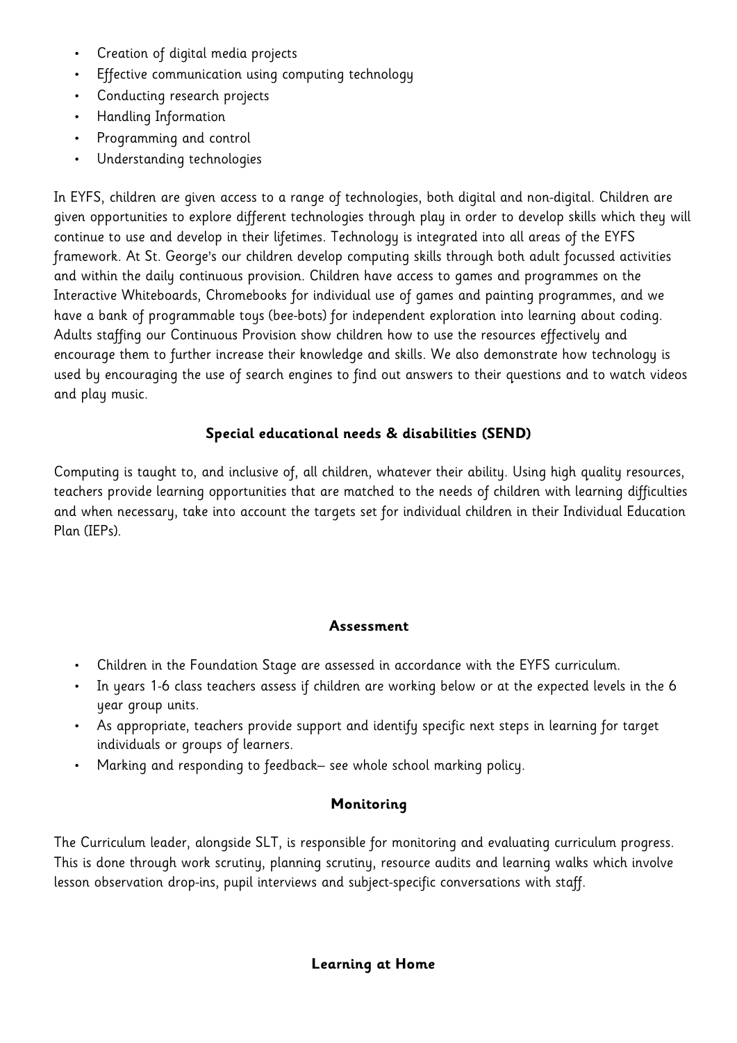- Creation of digital media projects
- Effective communication using computing technology
- Conducting research projects
- Handling Information
- Programming and control
- Understanding technologies

In EYFS, children are given access to a range of technologies, both digital and non-digital. Children are given opportunities to explore different technologies through play in order to develop skills which they will continue to use and develop in their lifetimes. Technology is integrated into all areas of the EYFS framework. At St. George's our children develop computing skills through both adult focussed activities and within the daily continuous provision. Children have access to games and programmes on the Interactive Whiteboards, Chromebooks for individual use of games and painting programmes, and we have a bank of programmable toys (bee-bots) for independent exploration into learning about coding. Adults staffing our Continuous Provision show children how to use the resources effectively and encourage them to further increase their knowledge and skills. We also demonstrate how technology is used by encouraging the use of search engines to find out answers to their questions and to watch videos and play music.

## Special educational needs & disabilities (SEND)

Computing is taught to, and inclusive of, all children, whatever their ability. Using high quality resources, teachers provide learning opportunities that are matched to the needs of children with learning difficulties and when necessary, take into account the targets set for individual children in their Individual Education Plan (IEPs).

## Assessment

- Children in the Foundation Stage are assessed in accordance with the EYFS curriculum.
- In years 1-6 class teachers assess if children are working below or at the expected levels in the 6 year group units.
- As appropriate, teachers provide support and identify specific next steps in learning for target individuals or groups of learners.
- Marking and responding to feedback– see whole school marking policy.

## Monitoring

The Curriculum leader, alongside SLT, is responsible for monitoring and evaluating curriculum progress. This is done through work scrutiny, planning scrutiny, resource audits and learning walks which involve lesson observation drop-ins, pupil interviews and subject-specific conversations with staff.

## Learning at Home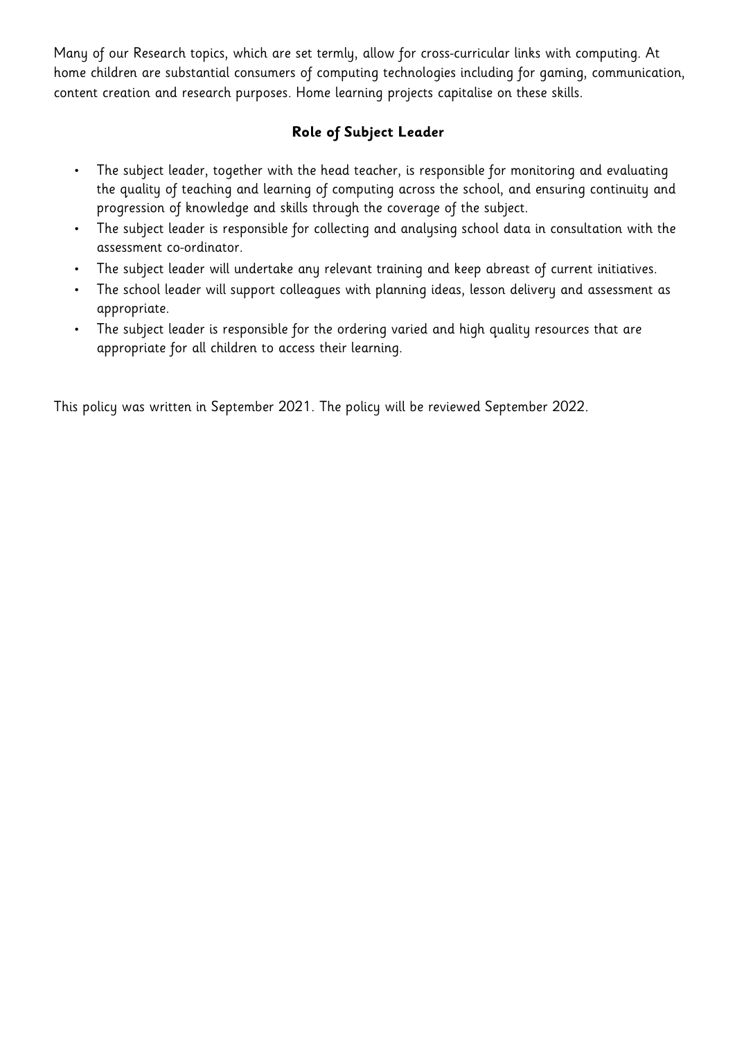Many of our Research topics, which are set termly, allow for cross-curricular links with computing. At home children are substantial consumers of computing technologies including for gaming, communication, content creation and research purposes. Home learning projects capitalise on these skills.

## Role of Subject Leader

- The subject leader, together with the head teacher, is responsible for monitoring and evaluating the quality of teaching and learning of computing across the school, and ensuring continuity and progression of knowledge and skills through the coverage of the subject.
- The subject leader is responsible for collecting and analysing school data in consultation with the assessment co-ordinator.
- The subject leader will undertake any relevant training and keep abreast of current initiatives.
- The school leader will support colleagues with planning ideas, lesson delivery and assessment as appropriate.
- The subject leader is responsible for the ordering varied and high quality resources that are appropriate for all children to access their learning.

This policy was written in September 2021. The policy will be reviewed September 2022.